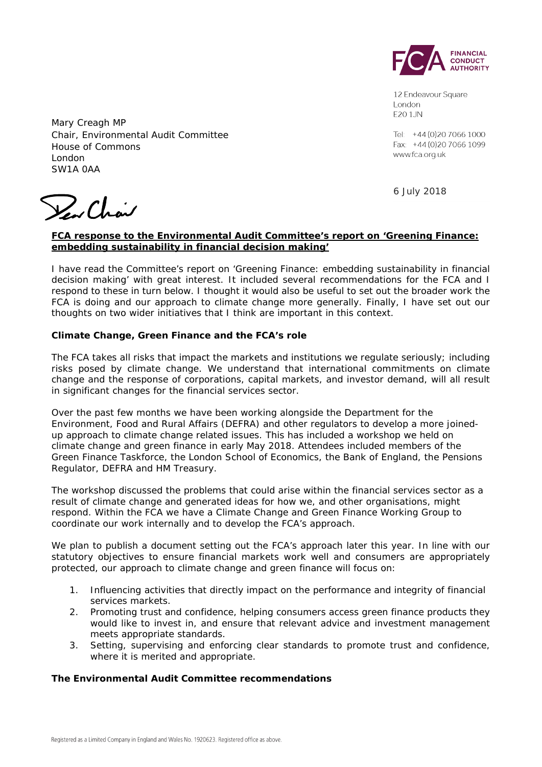FINANCIAL CONDUCT AUTHORITY

12 Endeavour Square
London
E20 1JN

Tel: +44 (0)20 7066 1000
Fax: +44 (0)20 7066 1099
www.fca.org.uk

Mary Creagh MP
Chair, Environmental Audit Committee
House of Commons
London
SW1A 0AA

6 July 2018

Dear Chair

**FCA response to the Environmental Audit Committee's report on 'Greening Finance: embedding sustainability in financial decision making'**

I have read the Committee's report on 'Greening Finance: embedding sustainability in financial decision making' with great interest. It included several recommendations for the FCA and I respond to these in turn below. I thought it would also be useful to set out the broader work the FCA is doing and our approach to climate change more generally. Finally, I have set out our thoughts on two wider initiatives that I think are important in this context.

**Climate Change, Green Finance and the FCA's role**

The FCA takes all risks that impact the markets and institutions we regulate seriously; including risks posed by climate change. We understand that international commitments on climate change and the response of corporations, capital markets, and investor demand, will all result in significant changes for the financial services sector.

Over the past few months we have been working alongside the Department for the Environment, Food and Rural Affairs (DEFRA) and other regulators to develop a more joined-up approach to climate change related issues. This has included a workshop we held on climate change and green finance in early May 2018. Attendees included members of the Green Finance Taskforce, the London School of Economics, the Bank of England, the Pensions Regulator, DEFRA and HM Treasury.

The workshop discussed the problems that could arise within the financial services sector as a result of climate change and generated ideas for how we, and other organisations, might respond. Within the FCA we have a Climate Change and Green Finance Working Group to coordinate our work internally and to develop the FCA's approach.

We plan to publish a document setting out the FCA's approach later this year. In line with our statutory objectives to ensure financial markets work well and consumers are appropriately protected, our approach to climate change and green finance will focus on:

1. Influencing activities that directly impact on the performance and integrity of financial services markets.
2. Promoting trust and confidence, helping consumers access green finance products they would like to invest in, and ensure that relevant advice and investment management meets appropriate standards.
3. Setting, supervising and enforcing clear standards to promote trust and confidence, where it is merited and appropriate.

**The Environmental Audit Committee recommendations**

Registered as a Limited Company in England and Wales No. 1920623. Registered office as above.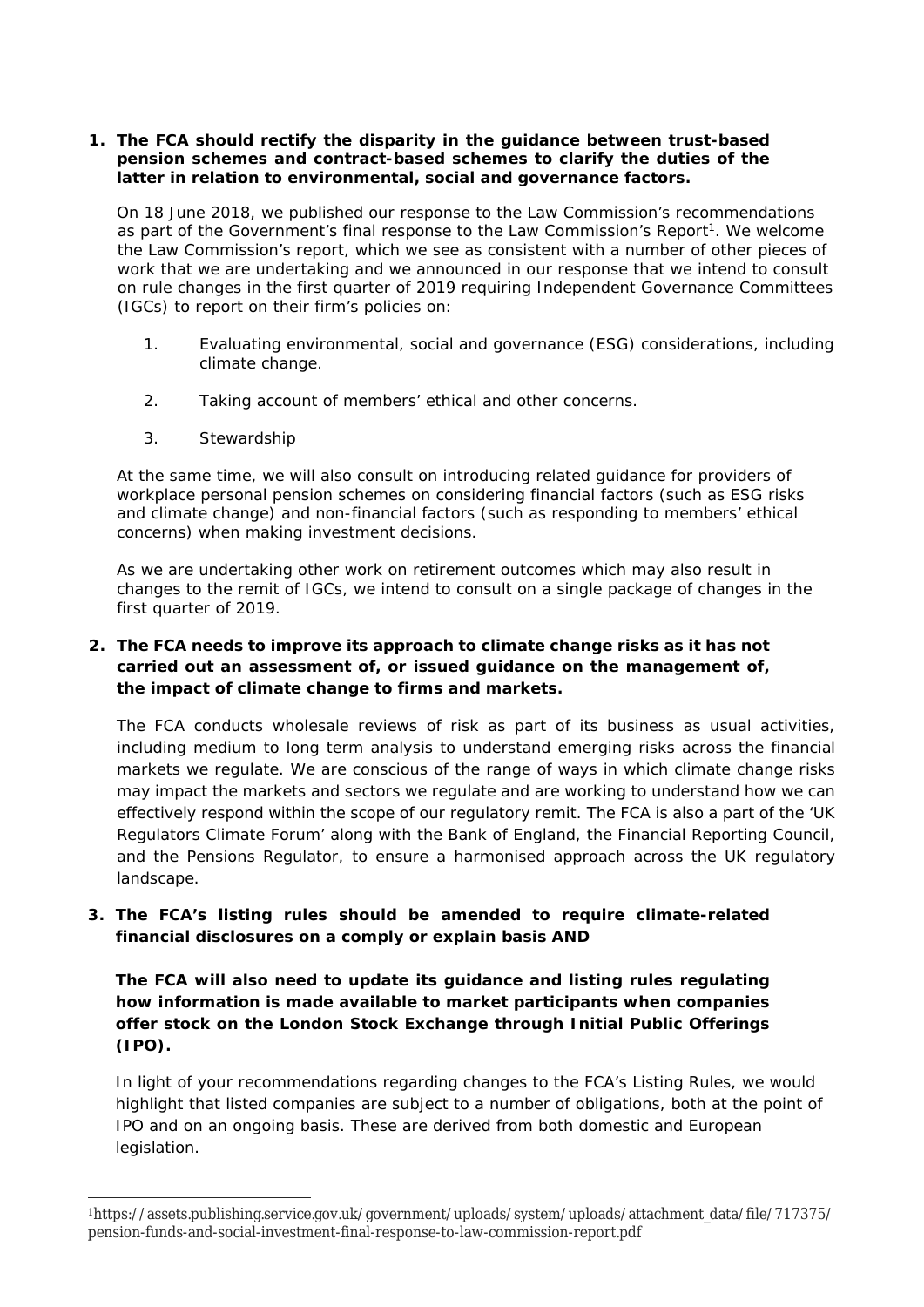1. **The FCA should rectify the disparity in the guidance between trust-based pension schemes and contract-based schemes to clarify the duties of the latter in relation to environmental, social and governance factors.**

   On 18 June 2018, we published our response to the Law Commission's recommendations as part of the Government's final response to the Law Commission's Report[1]. We welcome the Law Commission's report, which we see as consistent with a number of other pieces of work that we are undertaking and we announced in our response that we intend to consult on rule changes in the first quarter of 2019 requiring Independent Governance Committees (IGCs) to report on their firm's policies on:

   1. Evaluating environmental, social and governance (ESG) considerations, including climate change.
   2. Taking account of members' ethical and other concerns.
   3. Stewardship

   At the same time, we will also consult on introducing related guidance for providers of workplace personal pension schemes on considering financial factors (such as ESG risks and climate change) and non-financial factors (such as responding to members' ethical concerns) when making investment decisions.

   As we are undertaking other work on retirement outcomes which may also result in changes to the remit of IGCs, we intend to consult on a single package of changes in the first quarter of 2019.

2. **The FCA needs to improve its approach to climate change risks as it has not carried out an assessment of, or issued guidance on the management of, the impact of climate change to firms and markets.**

   The FCA conducts wholesale reviews of risk as part of its business as usual activities, including medium to long term analysis to understand emerging risks across the financial markets we regulate. We are conscious of the range of ways in which climate change risks may impact the markets and sectors we regulate and are working to understand how we can effectively respond within the scope of our regulatory remit. The FCA is also a part of the 'UK Regulators Climate Forum' along with the Bank of England, the Financial Reporting Council, and the Pensions Regulator, to ensure a harmonised approach across the UK regulatory landscape.

3. **The FCA's listing rules should be amended to require climate-related financial disclosures on a comply or explain basis AND**

   **The FCA will also need to update its guidance and listing rules regulating how information is made available to market participants when companies offer stock on the London Stock Exchange through Initial Public Offerings (IPO).**

   In light of your recommendations regarding changes to the FCA's Listing Rules, we would highlight that listed companies are subject to a number of obligations, both at the point of IPO and on an ongoing basis. These are derived from both domestic and European legislation.

---

[1] https://assets.publishing.service.gov.uk/government/uploads/system/uploads/attachment_data/file/717375/pension-funds-and-social-investment-final-response-to-law-commission-report.pdf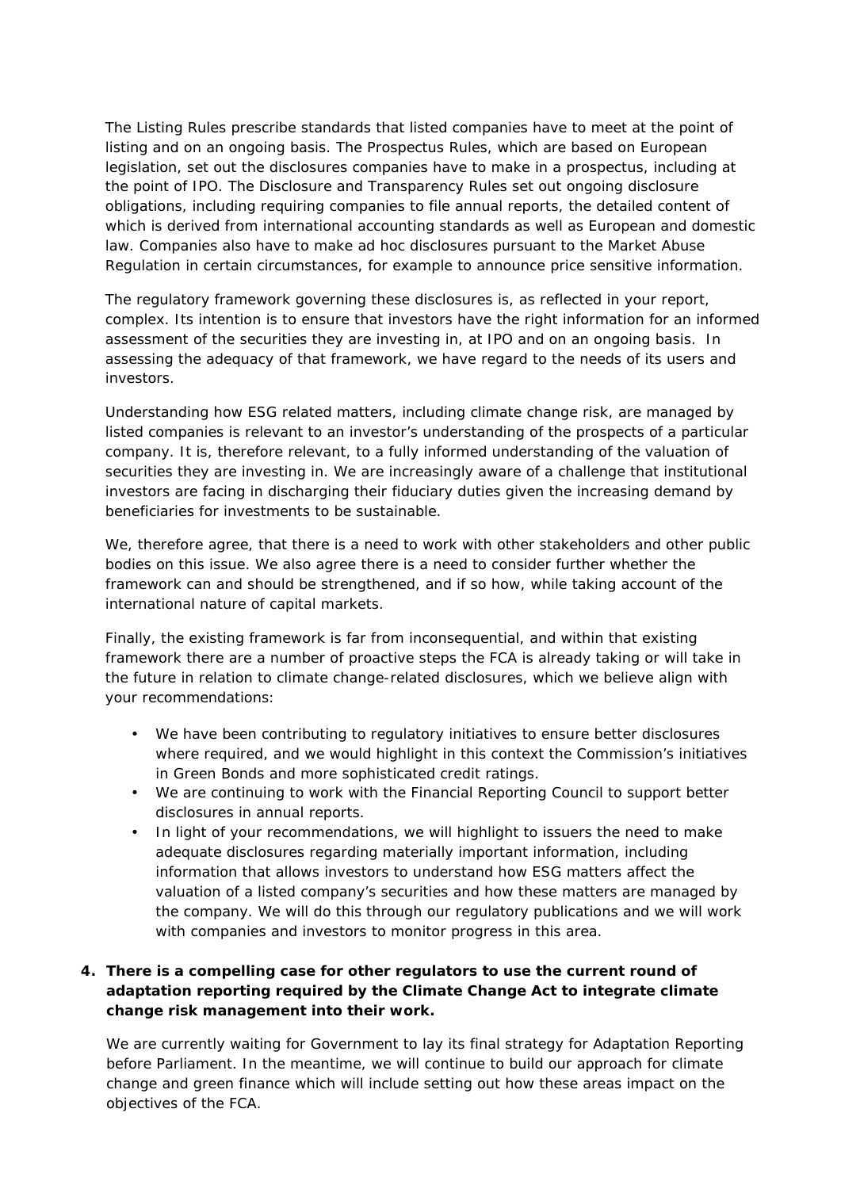The Listing Rules prescribe standards that listed companies have to meet at the point of listing and on an ongoing basis. The Prospectus Rules, which are based on European legislation, set out the disclosures companies have to make in a prospectus, including at the point of IPO. The Disclosure and Transparency Rules set out ongoing disclosure obligations, including requiring companies to file annual reports, the detailed content of which is derived from international accounting standards as well as European and domestic law. Companies also have to make ad hoc disclosures pursuant to the Market Abuse Regulation in certain circumstances, for example to announce price sensitive information.

The regulatory framework governing these disclosures is, as reflected in your report, complex. Its intention is to ensure that investors have the right information for an informed assessment of the securities they are investing in, at IPO and on an ongoing basis. In assessing the adequacy of that framework, we have regard to the needs of its users and investors.

Understanding how ESG related matters, including climate change risk, are managed by listed companies is relevant to an investor's understanding of the prospects of a particular company. It is, therefore relevant, to a fully informed understanding of the valuation of securities they are investing in. We are increasingly aware of a challenge that institutional investors are facing in discharging their fiduciary duties given the increasing demand by beneficiaries for investments to be sustainable.

We, therefore agree, that there is a need to work with other stakeholders and other public bodies on this issue. We also agree there is a need to consider further whether the framework can and should be strengthened, and if so how, while taking account of the international nature of capital markets.

Finally, the existing framework is far from inconsequential, and within that existing framework there are a number of proactive steps the FCA is already taking or will take in the future in relation to climate change-related disclosures, which we believe align with your recommendations:

- We have been contributing to regulatory initiatives to ensure better disclosures where required, and we would highlight in this context the Commission's initiatives in Green Bonds and more sophisticated credit ratings.
- We are continuing to work with the Financial Reporting Council to support better disclosures in annual reports.
- In light of your recommendations, we will highlight to issuers the need to make adequate disclosures regarding materially important information, including information that allows investors to understand how ESG matters affect the valuation of a listed company's securities and how these matters are managed by the company. We will do this through our regulatory publications and we will work with companies and investors to monitor progress in this area.

**4. There is a compelling case for other regulators to use the current round of adaptation reporting required by the Climate Change Act to integrate climate change risk management into their work.**

We are currently waiting for Government to lay its final strategy for Adaptation Reporting before Parliament. In the meantime, we will continue to build our approach for climate change and green finance which will include setting out how these areas impact on the objectives of the FCA.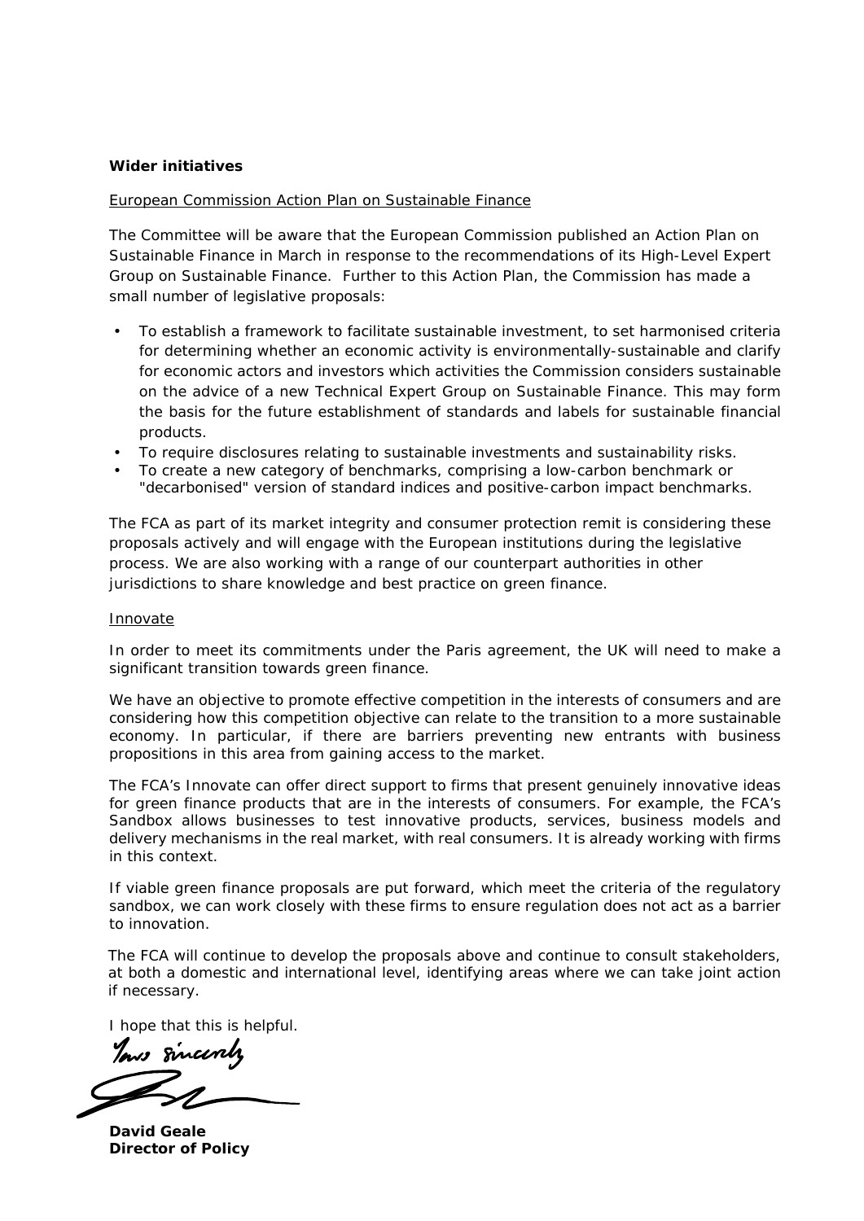**Wider initiatives**

European Commission Action Plan on Sustainable Finance

The Committee will be aware that the European Commission published an Action Plan on Sustainable Finance in March in response to the recommendations of its High-Level Expert Group on Sustainable Finance. Further to this Action Plan, the Commission has made a small number of legislative proposals:

- To establish a framework to facilitate sustainable investment, to set harmonised criteria for determining whether an economic activity is environmentally-sustainable and clarify for economic actors and investors which activities the Commission considers sustainable on the advice of a new Technical Expert Group on Sustainable Finance. This may form the basis for the future establishment of standards and labels for sustainable financial products.
- To require disclosures relating to sustainable investments and sustainability risks.
- To create a new category of benchmarks, comprising a low-carbon benchmark or "decarbonised" version of standard indices and positive-carbon impact benchmarks.

The FCA as part of its market integrity and consumer protection remit is considering these proposals actively and will engage with the European institutions during the legislative process. We are also working with a range of our counterpart authorities in other jurisdictions to share knowledge and best practice on green finance.

Innovate

In order to meet its commitments under the Paris agreement, the UK will need to make a significant transition towards green finance.

We have an objective to promote effective competition in the interests of consumers and are considering how this competition objective can relate to the transition to a more sustainable economy. In particular, if there are barriers preventing new entrants with business propositions in this area from gaining access to the market.

The FCA's Innovate can offer direct support to firms that present genuinely innovative ideas for green finance products that are in the interests of consumers. For example, the FCA's Sandbox allows businesses to test innovative products, services, business models and delivery mechanisms in the real market, with real consumers. It is already working with firms in this context.

If viable green finance proposals are put forward, which meet the criteria of the regulatory sandbox, we can work closely with these firms to ensure regulation does not act as a barrier to innovation.

The FCA will continue to develop the proposals above and continue to consult stakeholders, at both a domestic and international level, identifying areas where we can take joint action if necessary.

I hope that this is helpful.

Yours sincerely

**David Geale**
**Director of Policy**